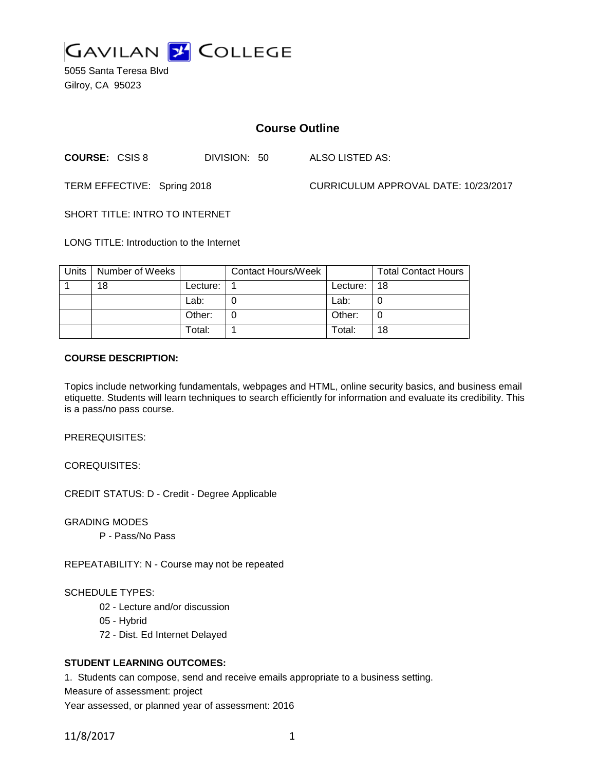GAVILAN COLLEGE

5055 Santa Teresa Blvd
Gilroy, CA 95023

## Course Outline

**COURSE:** CSIS 8 DIVISION: 50 ALSO LISTED AS:

TERM EFFECTIVE: Spring 2018 CURRICULUM APPROVAL DATE: 10/23/2017

SHORT TITLE: INTRO TO INTERNET

LONG TITLE: Introduction to the Internet

| Units | Number of Weeks | | Contact Hours/Week | | Total Contact Hours |
|---|---|---|---|---|---|
| 1 | 18 | Lecture: | 1 | Lecture: | 18 |
| | | Lab: | 0 | Lab: | 0 |
| | | Other: | 0 | Other: | 0 |
| | | Total: | 1 | Total: | 18 |

**COURSE DESCRIPTION:**

Topics include networking fundamentals, webpages and HTML, online security basics, and business email etiquette. Students will learn techniques to search efficiently for information and evaluate its credibility. This is a pass/no pass course.

PREREQUISITES:

COREQUISITES:

CREDIT STATUS: D - Credit - Degree Applicable

GRADING MODES

P - Pass/No Pass

REPEATABILITY: N - Course may not be repeated

SCHEDULE TYPES:

02 - Lecture and/or discussion
05 - Hybrid
72 - Dist. Ed Internet Delayed

**STUDENT LEARNING OUTCOMES:**

1. Students can compose, send and receive emails appropriate to a business setting.
Measure of assessment: project
Year assessed, or planned year of assessment: 2016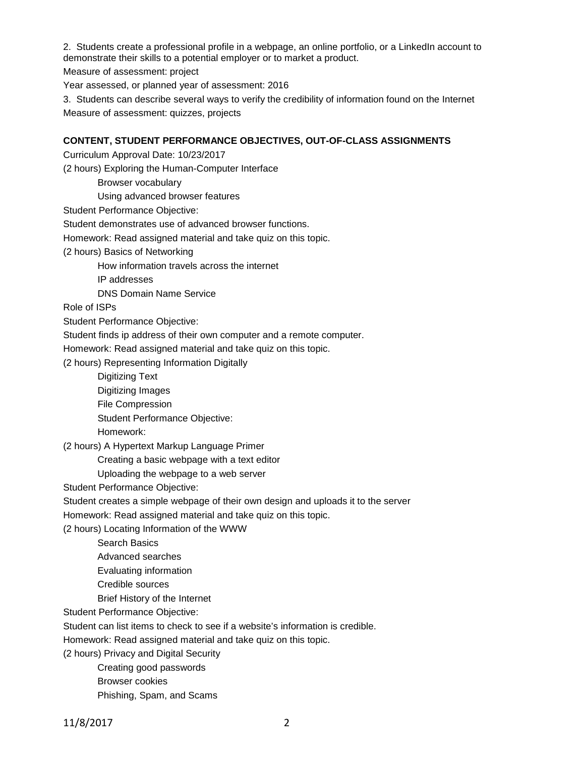2. Students create a professional profile in a webpage, an online portfolio, or a LinkedIn account to demonstrate their skills to a potential employer or to market a product.

Measure of assessment: project

Year assessed, or planned year of assessment: 2016

3. Students can describe several ways to verify the credibility of information found on the Internet

Measure of assessment: quizzes, projects

## CONTENT, STUDENT PERFORMANCE OBJECTIVES, OUT-OF-CLASS ASSIGNMENTS

Curriculum Approval Date: 10/23/2017

(2 hours) Exploring the Human-Computer Interface

- Browser vocabulary
- Using advanced browser features

Student Performance Objective:

Student demonstrates use of advanced browser functions.

Homework: Read assigned material and take quiz on this topic.

(2 hours) Basics of Networking

- How information travels across the internet
- IP addresses
- DNS Domain Name Service

Role of ISPs

Student Performance Objective:

Student finds ip address of their own computer and a remote computer.

Homework: Read assigned material and take quiz on this topic.

(2 hours) Representing Information Digitally

- Digitizing Text
- Digitizing Images
- File Compression
- Student Performance Objective:
- Homework:

(2 hours) A Hypertext Markup Language Primer

- Creating a basic webpage with a text editor
- Uploading the webpage to a web server

Student Performance Objective:

Student creates a simple webpage of their own design and uploads it to the server

Homework: Read assigned material and take quiz on this topic.

(2 hours) Locating Information of the WWW

- Search Basics
- Advanced searches
- Evaluating information
- Credible sources
- Brief History of the Internet

Student Performance Objective:

Student can list items to check to see if a website's information is credible.

Homework: Read assigned material and take quiz on this topic.

(2 hours) Privacy and Digital Security

- Creating good passwords
- Browser cookies
- Phishing, Spam, and Scams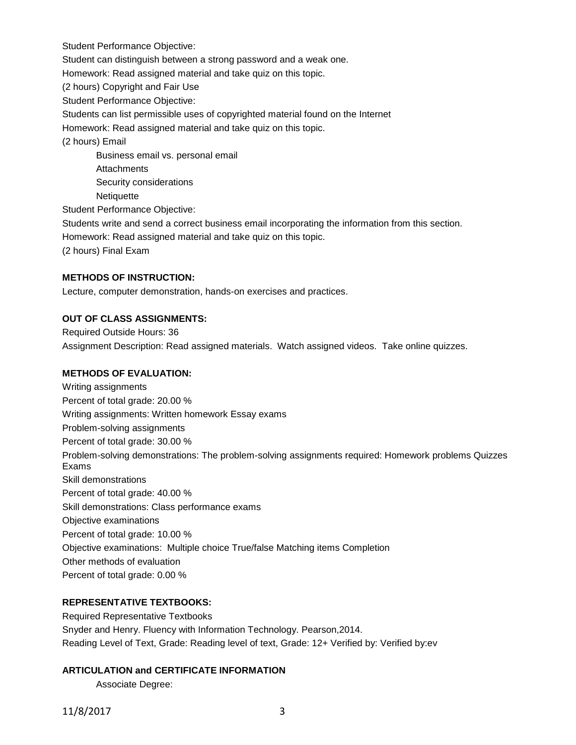Student Performance Objective:

Student can distinguish between a strong password and a weak one.

Homework: Read assigned material and take quiz on this topic.

(2 hours) Copyright and Fair Use

Student Performance Objective:

Students can list permissible uses of copyrighted material found on the Internet

Homework: Read assigned material and take quiz on this topic.

(2 hours) Email

- Business email vs. personal email
- Attachments
- Security considerations
- Netiquette

Student Performance Objective:

Students write and send a correct business email incorporating the information from this section.

Homework: Read assigned material and take quiz on this topic.

(2 hours) Final Exam

**METHODS OF INSTRUCTION:**

Lecture, computer demonstration, hands-on exercises and practices.

**OUT OF CLASS ASSIGNMENTS:**

Required Outside Hours: 36

Assignment Description: Read assigned materials. Watch assigned videos. Take online quizzes.

**METHODS OF EVALUATION:**

Writing assignments

Percent of total grade: 20.00 %

Writing assignments: Written homework Essay exams

Problem-solving assignments

Percent of total grade: 30.00 %

Problem-solving demonstrations: The problem-solving assignments required: Homework problems Quizzes Exams

Skill demonstrations

Percent of total grade: 40.00 %

Skill demonstrations: Class performance exams

Objective examinations

Percent of total grade: 10.00 %

Objective examinations: Multiple choice True/false Matching items Completion

Other methods of evaluation

Percent of total grade: 0.00 %

**REPRESENTATIVE TEXTBOOKS:**

Required Representative Textbooks

Snyder and Henry. Fluency with Information Technology. Pearson,2014.

Reading Level of Text, Grade: Reading level of text, Grade: 12+ Verified by: Verified by:ev

**ARTICULATION and CERTIFICATE INFORMATION**

Associate Degree: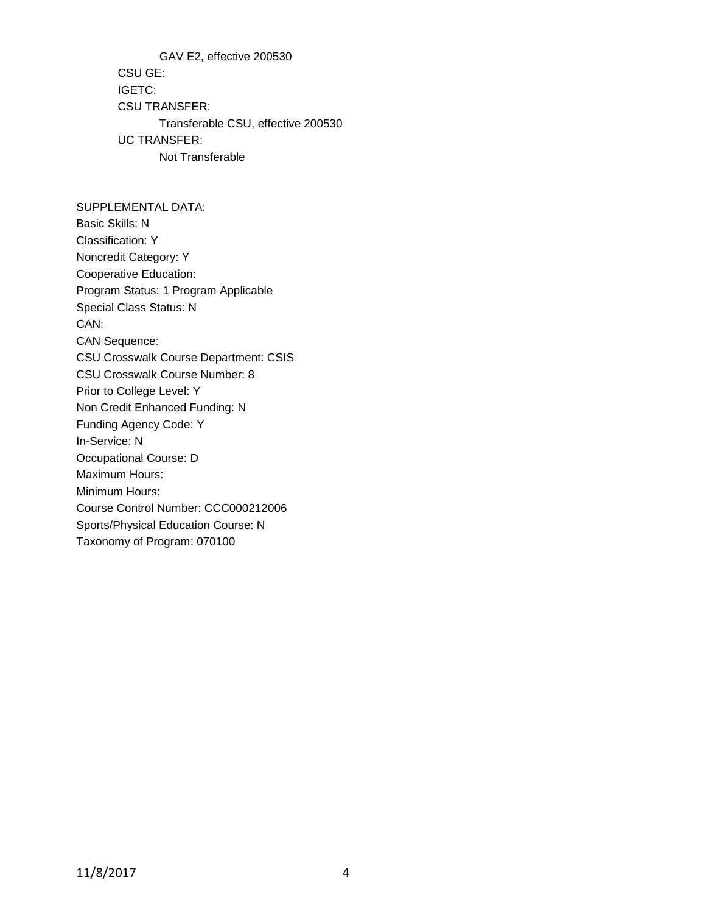GAV E2, effective 200530

CSU GE:

IGETC:

CSU TRANSFER:

Transferable CSU, effective 200530

UC TRANSFER:

Not Transferable

SUPPLEMENTAL DATA:
Basic Skills: N
Classification: Y
Noncredit Category: Y
Cooperative Education:
Program Status: 1 Program Applicable
Special Class Status: N
CAN:
CAN Sequence:
CSU Crosswalk Course Department: CSIS
CSU Crosswalk Course Number: 8
Prior to College Level: Y
Non Credit Enhanced Funding: N
Funding Agency Code: Y
In-Service: N
Occupational Course: D
Maximum Hours:
Minimum Hours:
Course Control Number: CCC000212006
Sports/Physical Education Course: N
Taxonomy of Program: 070100